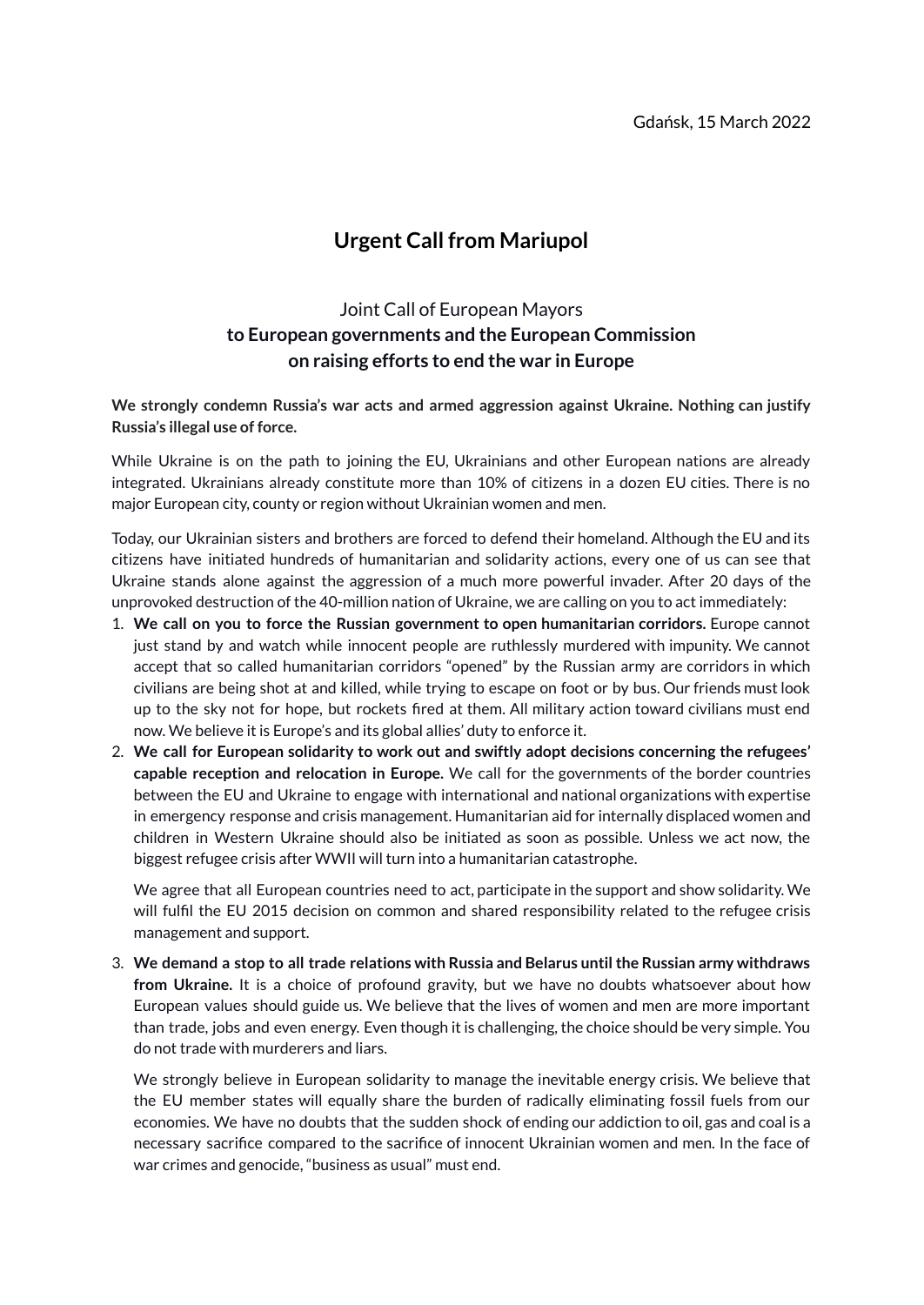Gdańsk, 15 March 2022

# Urgent Call from Mariupol

## Joint Call of European Mayors **to European governments and the European Commission on raising efforts to end the war in Europe**

**We strongly condemn Russia's war acts and armed aggression against Ukraine. Nothing can justify Russia's illegal use of force.**

While Ukraine is on the path to joining the EU, Ukrainians and other European nations are already integrated. Ukrainians already constitute more than 10% of citizens in a dozen EU cities. There is no major European city, county or region without Ukrainian women and men.

Today, our Ukrainian sisters and brothers are forced to defend their homeland. Although the EU and its citizens have initiated hundreds of humanitarian and solidarity actions, every one of us can see that Ukraine stands alone against the aggression of a much more powerful invader. After 20 days of the unprovoked destruction of the 40-million nation of Ukraine, we are calling on you to act immediately:

1. **We call on you to force the Russian government to open humanitarian corridors.** Europe cannot just stand by and watch while innocent people are ruthlessly murdered with impunity. We cannot accept that so called humanitarian corridors "opened" by the Russian army are corridors in which civilians are being shot at and killed, while trying to escape on foot or by bus. Our friends must look up to the sky not for hope, but rockets fired at them. All military action toward civilians must end now. We believe it is Europe's and its global allies' duty to enforce it.
2. **We call for European solidarity to work out and swiftly adopt decisions concerning the refugees' capable reception and relocation in Europe.** We call for the governments of the border countries between the EU and Ukraine to engage with international and national organizations with expertise in emergency response and crisis management. Humanitarian aid for internally displaced women and children in Western Ukraine should also be initiated as soon as possible. Unless we act now, the biggest refugee crisis after WWII will turn into a humanitarian catastrophe.

   We agree that all European countries need to act, participate in the support and show solidarity. We will fulfil the EU 2015 decision on common and shared responsibility related to the refugee crisis management and support.

3. **We demand a stop to all trade relations with Russia and Belarus until the Russian army withdraws from Ukraine.** It is a choice of profound gravity, but we have no doubts whatsoever about how European values should guide us. We believe that the lives of women and men are more important than trade, jobs and even energy. Even though it is challenging, the choice should be very simple. You do not trade with murderers and liars.

   We strongly believe in European solidarity to manage the inevitable energy crisis. We believe that the EU member states will equally share the burden of radically eliminating fossil fuels from our economies. We have no doubts that the sudden shock of ending our addiction to oil, gas and coal is a necessary sacrifice compared to the sacrifice of innocent Ukrainian women and men. In the face of war crimes and genocide, "business as usual" must end.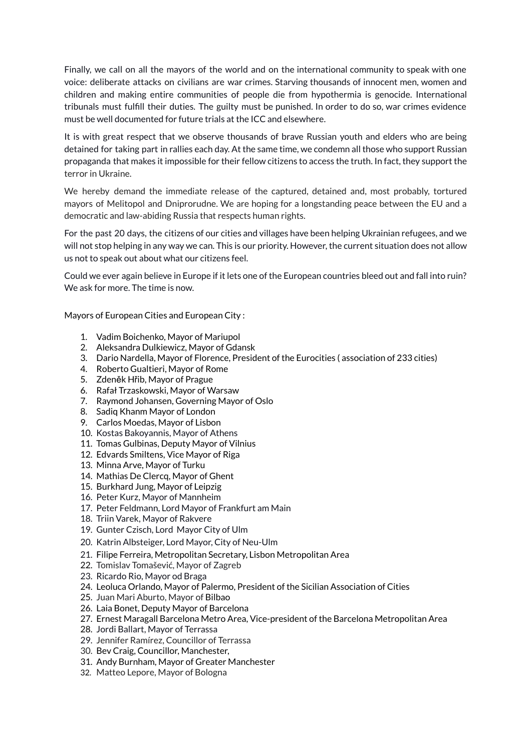Finally, we call on all the mayors of the world and on the international community to speak with one voice: deliberate attacks on civilians are war crimes. Starving thousands of innocent men, women and children and making entire communities of people die from hypothermia is genocide. International tribunals must fulfill their duties. The guilty must be punished. In order to do so, war crimes evidence must be well documented for future trials at the ICC and elsewhere.

It is with great respect that we observe thousands of brave Russian youth and elders who are being detained for taking part in rallies each day. At the same time, we condemn all those who support Russian propaganda that makes it impossible for their fellow citizens to access the truth. In fact, they support the terror in Ukraine.

We hereby demand the immediate release of the captured, detained and, most probably, tortured mayors of Melitopol and Dniprorudne. We are hoping for a longstanding peace between the EU and a democratic and law-abiding Russia that respects human rights.

For the past 20 days, the citizens of our cities and villages have been helping Ukrainian refugees, and we will not stop helping in any way we can. This is our priority. However, the current situation does not allow us not to speak out about what our citizens feel.

Could we ever again believe in Europe if it lets one of the European countries bleed out and fall into ruin? We ask for more. The time is now.

Mayors of European Cities and European City :

1. Vadim Boichenko, Mayor of Mariupol
2. Aleksandra Dulkiewicz, Mayor of Gdansk
3. Dario Nardella, Mayor of Florence, President of the Eurocities ( association of 233 cities)
4. Roberto Gualtieri, Mayor of Rome
5. Zdeněk Hřib, Mayor of Prague
6. Rafał Trzaskowski, Mayor of Warsaw
7. Raymond Johansen, Governing Mayor of Oslo
8. Sadiq Khanm Mayor of London
9. Carlos Moedas, Mayor of Lisbon
10. Kostas Bakoyannis, Mayor of Athens
11. Tomas Gulbinas, Deputy Mayor of Vilnius
12. Edvards Smiltens, Vice Mayor of Riga
13. Minna Arve, Mayor of Turku
14. Mathias De Clercq, Mayor of Ghent
15. Burkhard Jung, Mayor of Leipzig
16. Peter Kurz, Mayor of Mannheim
17. Peter Feldmann, Lord Mayor of Frankfurt am Main
18. Triin Varek, Mayor of Rakvere
19. Gunter Czisch, Lord Mayor City of Ulm
20. Katrin Albsteiger, Lord Mayor, City of Neu-Ulm
21. Filipe Ferreira, Metropolitan Secretary, Lisbon Metropolitan Area
22. Tomislav Tomašević, Mayor of Zagreb
23. Ricardo Rio, Mayor od Braga
24. Leoluca Orlando, Mayor of Palermo, President of the Sicilian Association of Cities
25. Juan Mari Aburto, Mayor of Bilbao
26. Laia Bonet, Deputy Mayor of Barcelona
27. Ernest Maragall Barcelona Metro Area, Vice-president of the Barcelona Metropolitan Area
28. Jordi Ballart, Mayor of Terrassa
29. Jennifer Ramírez, Councillor of Terrassa
30. Bev Craig, Councillor, Manchester,
31. Andy Burnham, Mayor of Greater Manchester
32. Matteo Lepore, Mayor of Bologna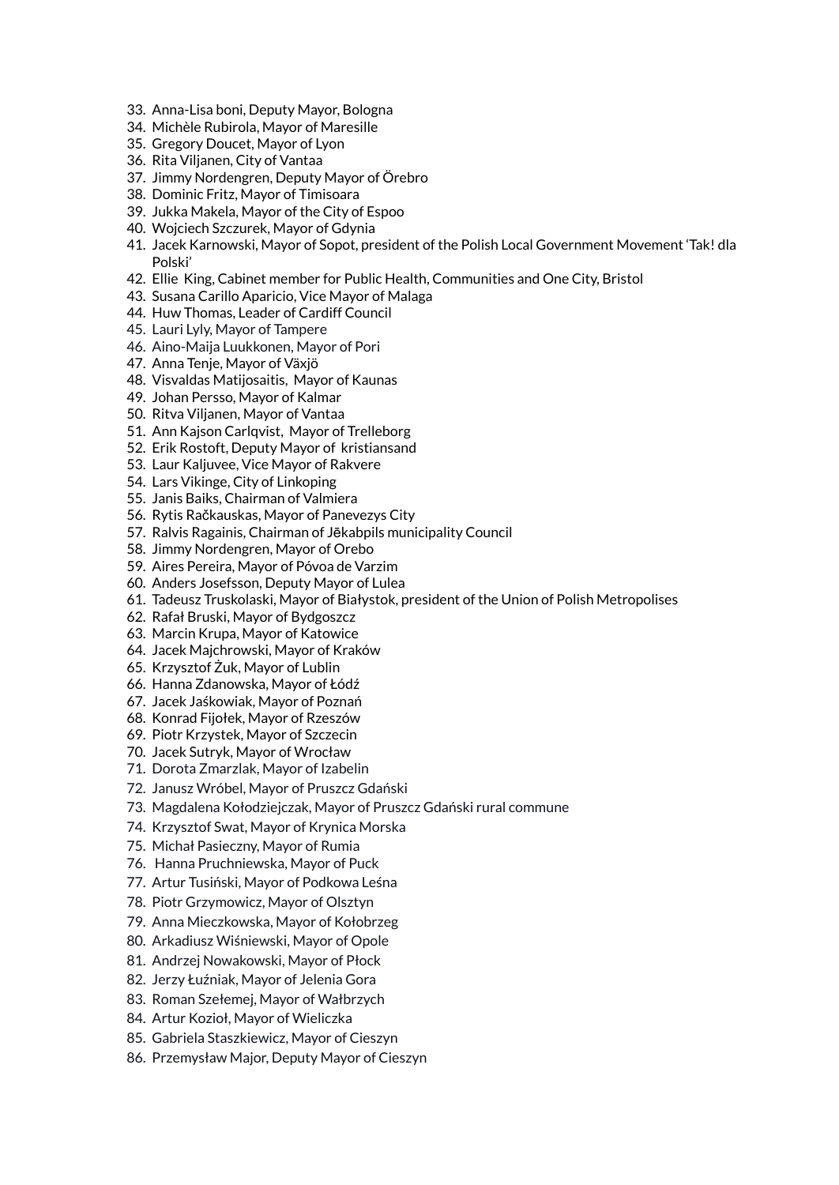33. Anna-Lisa boni, Deputy Mayor, Bologna
34. Michèle Rubirola, Mayor of Maresille
35. Gregory Doucet, Mayor of Lyon
36. Rita Viljanen, City of Vantaa
37. Jimmy Nordengren, Deputy Mayor of Örebro
38. Dominic Fritz, Mayor of Timisoara
39. Jukka Makela, Mayor of the City of Espoo
40. Wojciech Szczurek, Mayor of Gdynia
41. Jacek Karnowski, Mayor of Sopot, president of the Polish Local Government Movement 'Tak! dla Polski'
42. Ellie King, Cabinet member for Public Health, Communities and One City, Bristol
43. Susana Carillo Aparicio, Vice Mayor of Malaga
44. Huw Thomas, Leader of Cardiff Council
45. Lauri Lyly, Mayor of Tampere
46. Aino-Maija Luukkonen, Mayor of Pori
47. Anna Tenje, Mayor of Växjö
48. Visvaldas Matijosaitis, Mayor of Kaunas
49. Johan Persso, Mayor of Kalmar
50. Ritva Viljanen, Mayor of Vantaa
51. Ann Kajson Carlqvist, Mayor of Trelleborg
52. Erik Rostoft, Deputy Mayor of kristiansand
53. Laur Kaljuvee, Vice Mayor of Rakvere
54. Lars Vikinge, City of Linkoping
55. Janis Baiks, Chairman of Valmiera
56. Rytis Račkauskas, Mayor of Panevezys City
57. Ralvis Ragainis, Chairman of Jēkabpils municipality Council
58. Jimmy Nordengren, Mayor of Orebo
59. Aires Pereira, Mayor of Póvoa de Varzim
60. Anders Josefsson, Deputy Mayor of Lulea
61. Tadeusz Truskolaski, Mayor of Białystok, president of the Union of Polish Metropolises
62. Rafał Bruski, Mayor of Bydgoszcz
63. Marcin Krupa, Mayor of Katowice
64. Jacek Majchrowski, Mayor of Kraków
65. Krzysztof Żuk, Mayor of Lublin
66. Hanna Zdanowska, Mayor of Łódź
67. Jacek Jaśkowiak, Mayor of Poznań
68. Konrad Fijołek, Mayor of Rzeszów
69. Piotr Krzystek, Mayor of Szczecin
70. Jacek Sutryk, Mayor of Wrocław
71. Dorota Zmarzlak, Mayor of Izabelin
72. Janusz Wróbel, Mayor of Pruszcz Gdański
73. Magdalena Kołodziejczak, Mayor of Pruszcz Gdański rural commune
74. Krzysztof Swat, Mayor of Krynica Morska
75. Michał Pasieczny, Mayor of Rumia
76. Hanna Pruchniewska, Mayor of Puck
77. Artur Tusiński, Mayor of Podkowa Leśna
78. Piotr Grzymowicz, Mayor of Olsztyn
79. Anna Mieczkowska, Mayor of Kołobrzeg
80. Arkadiusz Wiśniewski, Mayor of Opole
81. Andrzej Nowakowski, Mayor of Płock
82. Jerzy Łuźniak, Mayor of Jelenia Gora
83. Roman Szełemej, Mayor of Wałbrzych
84. Artur Kozioł, Mayor of Wieliczka
85. Gabriela Staszkiewicz, Mayor of Cieszyn
86. Przemysław Major, Deputy Mayor of Cieszyn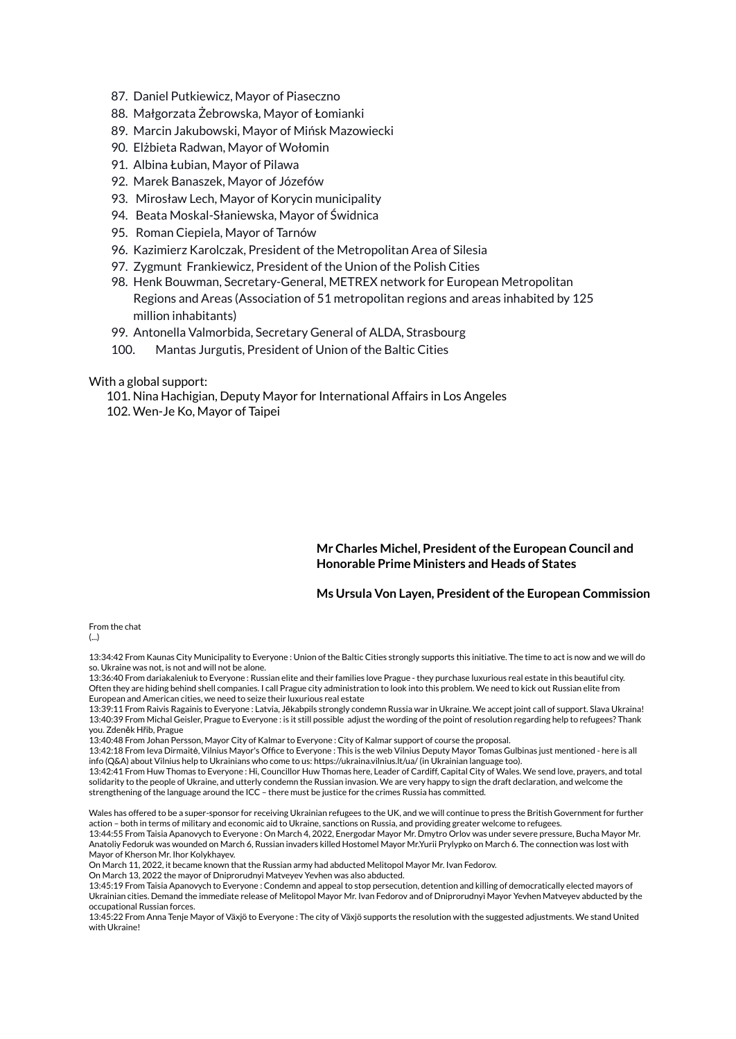87. Daniel Putkiewicz, Mayor of Piaseczno
88. Małgorzata Żebrowska, Mayor of Łomianki
89. Marcin Jakubowski, Mayor of Mińsk Mazowiecki
90. Elżbieta Radwan, Mayor of Wołomin
91. Albina Łubian, Mayor of Pilawa
92. Marek Banaszek, Mayor of Józefów
93. Mirosław Lech, Mayor of Korycin municipality
94. Beata Moskal-Słaniewska, Mayor of Świdnica
95. Roman Ciepiela, Mayor of Tarnów
96. Kazimierz Karolczak, President of the Metropolitan Area of Silesia
97. Zygmunt Frankiewicz, President of the Union of the Polish Cities
98. Henk Bouwman, Secretary-General, METREX network for European Metropolitan Regions and Areas (Association of 51 metropolitan regions and areas inhabited by 125 million inhabitants)
99. Antonella Valmorbida, Secretary General of ALDA, Strasbourg
100. Mantas Jurgutis, President of Union of the Baltic Cities

With a global support:

101. Nina Hachigian, Deputy Mayor for International Affairs in Los Angeles
102. Wen-Je Ko, Mayor of Taipei

**Mr Charles Michel, President of the European Council and Honorable Prime Ministers and Heads of States**

**Ms Ursula Von Layen, President of the European Commission**

From the chat
(...)

13:34:42 From Kaunas City Municipality to Everyone : Union of the Baltic Cities strongly supports this initiative. The time to act is now and we will do so. Ukraine was not, is not and will not be alone.
13:36:40 From dariakaleniuk to Everyone : Russian elite and their families love Prague - they purchase luxurious real estate in this beautiful city. Often they are hiding behind shell companies. I call Prague city administration to look into this problem. We need to kick out Russian elite from European and American cities, we need to seize their luxurious real estate
13:39:11 From Raivis Ragainis to Everyone : Latvia, Jēkabpils strongly condemn Russia war in Ukraine. We accept joint call of support. Slava Ukraina!
13:40:39 From Michal Geisler, Prague to Everyone : is it still possible adjust the wording of the point of resolution regarding help to refugees? Thank you. Zdeněk Hřib, Prague
13:40:48 From Johan Persson, Mayor City of Kalmar to Everyone : City of Kalmar support of course the proposal.
13:42:18 From Ieva Dirmaitė, Vilnius Mayor's Office to Everyone : This is the web Vilnius Deputy Mayor Tomas Gulbinas just mentioned - here is all info (Q&A) about Vilnius help to Ukrainians who come to us: https://ukraina.vilnius.lt/ua/ (in Ukrainian language too).
13:42:41 From Huw Thomas to Everyone : Hi, Councillor Huw Thomas here, Leader of Cardiff, Capital City of Wales. We send love, prayers, and total solidarity to the people of Ukraine, and utterly condemn the Russian invasion. We are very happy to sign the draft declaration, and welcome the strengthening of the language around the ICC – there must be justice for the crimes Russia has committed.

Wales has offered to be a super-sponsor for receiving Ukrainian refugees to the UK, and we will continue to press the British Government for further action – both in terms of military and economic aid to Ukraine, sanctions on Russia, and providing greater welcome to refugees.
13:44:55 From Taisia Apanovych to Everyone : On March 4, 2022, Energodar Mayor Mr. Dmytro Orlov was under severe pressure, Bucha Mayor Mr. Anatoliy Fedoruk was wounded on March 6, Russian invaders killed Hostomel Mayor Mr.Yurii Prylypko on March 6. The connection was lost with Mayor of Kherson Mr. Ihor Kolykhayev.
On March 11, 2022, it became known that the Russian army had abducted Melitopol Mayor Mr. Ivan Fedorov.
On March 13, 2022 the mayor of Dniprorudnyi Matveyev Yevhen was also abducted.
13:45:19 From Taisia Apanovych to Everyone : Condemn and appeal to stop persecution, detention and killing of democratically elected mayors of Ukrainian cities. Demand the immediate release of Melitopol Mayor Mr. Ivan Fedorov and of Dniprorudnyi Mayor Yevhen Matveyev abducted by the occupational Russian forces.
13:45:22 From Anna Tenje Mayor of Växjö to Everyone : The city of Växjö supports the resolution with the suggested adjustments. We stand United with Ukraine!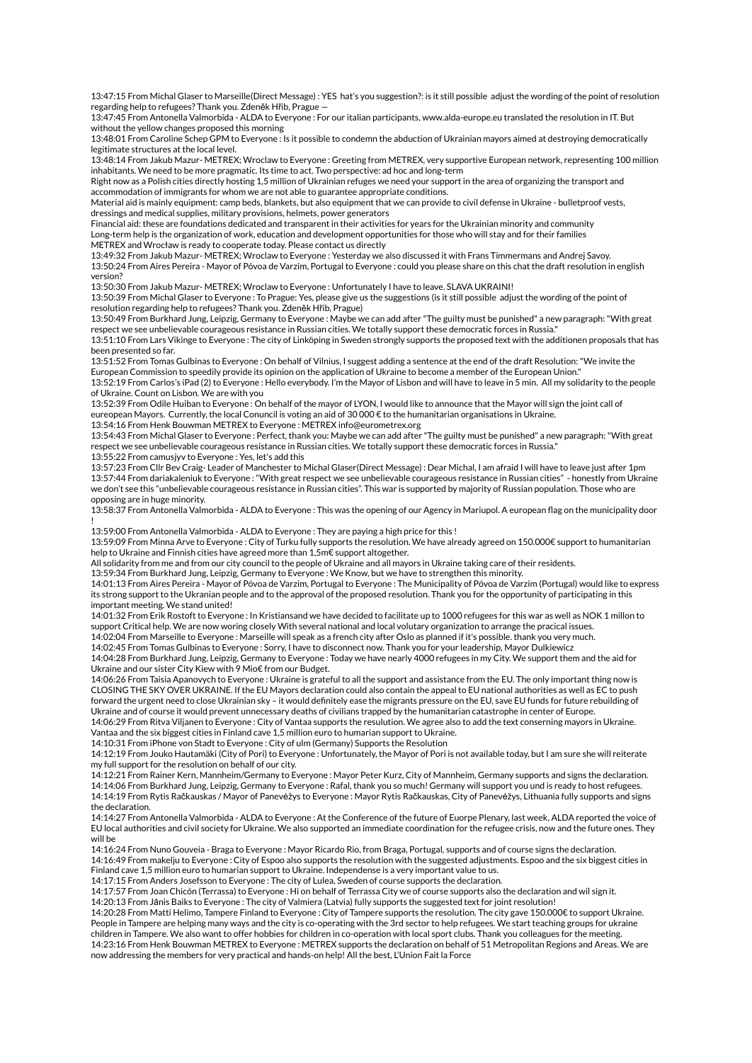13:47:15 From Michal Glaser to Marseille(Direct Message) : YES hat's you suggestion?: is it still possible adjust the wording of the point of resolution regarding help to refugees? Thank you. Zdeněk Hřib, Prague —

13:47:45 From Antonella Valmorbida - ALDA to Everyone : For our italian participants, www.alda-europe.eu translated the resolution in IT. But without the yellow changes proposed this morning

13:48:01 From Caroline Schep GPM to Everyone : Is it possible to condemn the abduction of Ukrainian mayors aimed at destroying democratically legitimate structures at the local level.

13:48:14 From Jakub Mazur- METREX; Wroclaw to Everyone : Greeting from METREX, very supportive European network, representing 100 million inhabitants. We need to be more pragmatic. Its time to act. Two perspective: ad hoc and long-term

Right now as a Polish cities directly hosting 1,5 million of Ukrainian refuges we need your support in the area of organizing the transport and accommodation of immigrants for whom we are not able to guarantee appropriate conditions.

Material aid is mainly equipment: camp beds, blankets, but also equipment that we can provide to civil defense in Ukraine - bulletproof vests, dressings and medical supplies, military provisions, helmets, power generators

Financial aid: these are foundations dedicated and transparent in their activities for years for the Ukrainian minority and community

Long-term help is the organization of work, education and development opportunities for those who will stay and for their families

METREX and Wrocław is ready to cooperate today. Please contact us directly

13:49:32 From Jakub Mazur- METREX; Wroclaw to Everyone : Yesterday we also discussed it with Frans Timmermans and Andrej Savoy.

13:50:24 From Aires Pereira - Mayor of Póvoa de Varzim, Portugal to Everyone : could you please share on this chat the draft resolution in english version?

13:50:30 From Jakub Mazur- METREX; Wroclaw to Everyone : Unfortunately I have to leave. SLAVA UKRAINI!

13:50:39 From Michal Glaser to Everyone : To Prague: Yes, please give us the suggestions (is it still possible adjust the wording of the point of resolution regarding help to refugees? Thank you. Zdeněk Hřib, Prague)

13:50:49 From Burkhard Jung, Leipzig, Germany to Everyone : Maybe we can add after "The guilty must be punished" a new paragraph: "With great respect we see unbelievable courageous resistance in Russian cities. We totally support these democratic forces in Russia."

13:51:10 From Lars Vikinge to Everyone : The city of Linköping in Sweden strongly supports the proposed text with the additionen proposals that has been presented so far.

13:51:52 From Tomas Gulbinas to Everyone : On behalf of Vilnius, I suggest adding a sentence at the end of the draft Resolution: "We invite the European Commission to speedily provide its opinion on the application of Ukraine to become a member of the European Union."

13:52:19 From Carlos's iPad (2) to Everyone : Hello everybody. I'm the Mayor of Lisbon and will have to leave in 5 min. All my solidarity to the people of Ukraine. Count on Lisbon. We are with you

13:52:39 From Odile Huiban to Everyone : On behalf of the mayor of LYON, I would like to announce that the Mayor will sign the joint call of eureopean Mayors. Currently, the local Conuncil is voting an aid of 30 000 € to the humanitarian organisations in Ukraine.

13:54:16 From Henk Bouwman METREX to Everyone : METREX info@eurometrex.org

13:54:43 From Michal Glaser to Everyone : Perfect, thank you: Maybe we can add after "The guilty must be punished" a new paragraph: "With great respect we see unbelievable courageous resistance in Russian cities. We totally support these democratic forces in Russia."

13:55:22 From camusjyv to Everyone : Yes, let's add this

13:57:23 From Cllr Bev Craig- Leader of Manchester to Michal Glaser(Direct Message) : Dear Michal, I am afraid I will have to leave just after 1pm

13:57:44 From dariakaleniuk to Everyone : "With great respect we see unbelievable courageous resistance in Russian cities" - honestly from Ukraine we don't see this "unbelievable courageous resistance in Russian cities". This war is supported by majority of Russian population. Those who are opposing are in huge minority.

13:58:37 From Antonella Valmorbida - ALDA to Everyone : This was the opening of our Agency in Mariupol. A european flag on the municipality door !

13:59:00 From Antonella Valmorbida - ALDA to Everyone : They are paying a high price for this !

13:59:09 From Minna Arve to Everyone : City of Turku fully supports the resolution. We have already agreed on 150.000€ support to humanitarian help to Ukraine and Finnish cities have agreed more than 1,5m€ support altogether.

All solidarity from me and from our city council to the people of Ukraine and all mayors in Ukraine taking care of their residents.

13:59:34 From Burkhard Jung, Leipzig, Germany to Everyone : We Know, but we have to strengthen this minority.

14:01:13 From Aires Pereira - Mayor of Póvoa de Varzim, Portugal to Everyone : The Municipality of Póvoa de Varzim (Portugal) would like to express its strong support to the Ukranian people and to the approval of the proposed resolution. Thank you for the opportunity of participating in this important meeting. We stand united!

14:01:32 From Erik Rostoft to Everyone : In Kristiansand we have decided to facilitate up to 1000 refugees for this war as well as NOK 1 millon to support Critical help. We are now woring closely With several national and local volutary organization to arrange the pracical issues.

14:02:04 From Marseille to Everyone : Marseille will speak as a french city after Oslo as planned if it's possible. thank you very much.

14:02:45 From Tomas Gulbinas to Everyone : Sorry, I have to disconnect now. Thank you for your leadership, Mayor Dulkiewicz

14:04:28 From Burkhard Jung, Leipzig, Germany to Everyone : Today we have nearly 4000 refugees in my City. We support them and the aid for Ukraine and our sister City Kiew with 9 Mio€ from our Budget.

14:06:26 From Taisia Apanovych to Everyone : Ukraine is grateful to all the support and assistance from the EU. The only important thing now is CLOSING THE SKY OVER UKRAINE. If the EU Mayors declaration could also contain the appeal to EU national authorities as well as EC to push forward the urgent need to close Ukrainian sky – it would definitely ease the migrants pressure on the EU, save EU funds for future rebuilding of Ukraine and of course it would prevent unnecessary deaths of civilians trapped by the humanitarian catastrophe in center of Europe.

14:06:29 From Ritva Viljanen to Everyone : City of Vantaa supports the resulution. We agree also to add the text conserning mayors in Ukraine. Vantaa and the six biggest cities in Finland cave 1,5 million euro to humarian support to Ukraine.

14:10:31 From iPhone von Stadt to Everyone : City of ulm (Germany) Supports the Resolution

14:12:19 From Jouko Hautamäki (City of Pori) to Everyone : Unfortunately, the Mayor of Pori is not available today, but I am sure she will reiterate my full support for the resolution on behalf of our city.

14:12:21 From Rainer Kern, Mannheim/Germany to Everyone : Mayor Peter Kurz, City of Mannheim, Germany supports and signs the declaration.

14:14:06 From Burkhard Jung, Leipzig, Germany to Everyone : Rafal, thank you so much! Germany will support you und is ready to host refugees.

14:14:19 From Rytis Račkauskas / Mayor of Panevėžys to Everyone : Mayor Rytis Račkauskas, City of Panevėžys, Lithuania fully supports and signs the declaration.

14:14:27 From Antonella Valmorbida - ALDA to Everyone : At the Conference of the future of Euorpe Plenary, last week, ALDA reported the voice of EU local authorities and civil society for Ukraine. We also supported an immediate coordination for the refugee crisis, now and the future ones. They will be

14:16:24 From Nuno Gouveia - Braga to Everyone : Mayor Ricardo Rio, from Braga, Portugal, supports and of course signs the declaration.

14:16:49 From makelju to Everyone : City of Espoo also supports the resolution with the suggested adjustments. Espoo and the six biggest cities in Finland cave 1,5 million euro to humarian support to Ukraine. Independense is a very important value to us.

14:17:15 From Anders Josefsson to Everyone : The city of Lulea, Sweden of course supports the declaration.

14:17:57 From Joan Chicón (Terrassa) to Everyone : Hi on behalf of Terrassa City we of course supports also the declaration and wil sign it.

14:20:13 From Jānis Baiks to Everyone : The city of Valmiera (Latvia) fully supports the suggested text for joint resolution!

14:20:28 From Matti Helimo, Tampere Finland to Everyone : City of Tampere supports the resolution. The city gave 150.000€ to support Ukraine. People in Tampere are helping many ways and the city is co-operating with the 3rd sector to help refugees. We start teaching groups for ukraine children in Tampere. We also want to offer hobbies for children in co-operation with local sport clubs. Thank you colleagues for the meeting.

14:23:16 From Henk Bouwman METREX to Everyone : METREX supports the declaration on behalf of 51 Metropolitan Regions and Areas. We are now addressing the members for very practical and hands-on help! All the best, L'Union Fait la Force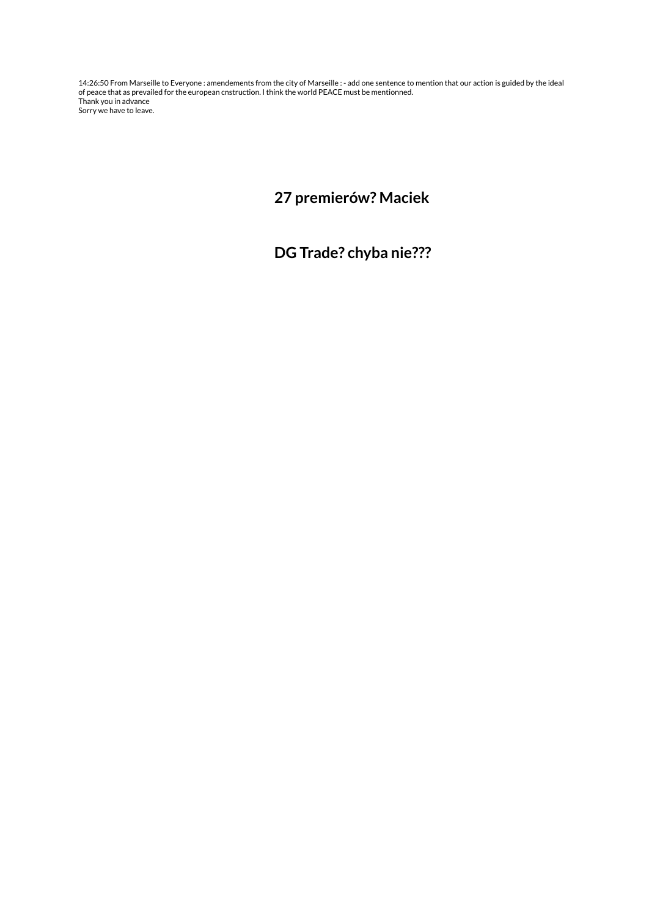14:26:50 From Marseille to Everyone : amendements from the city of Marseille : - add one sentence to mention that our action is guided by the ideal of peace that as prevailed for the european cnstruction. I think the world PEACE must be mentionned.
Thank you in advance
Sorry we have to leave.

**27 premierów? Maciek**

**DG Trade? chyba nie???**